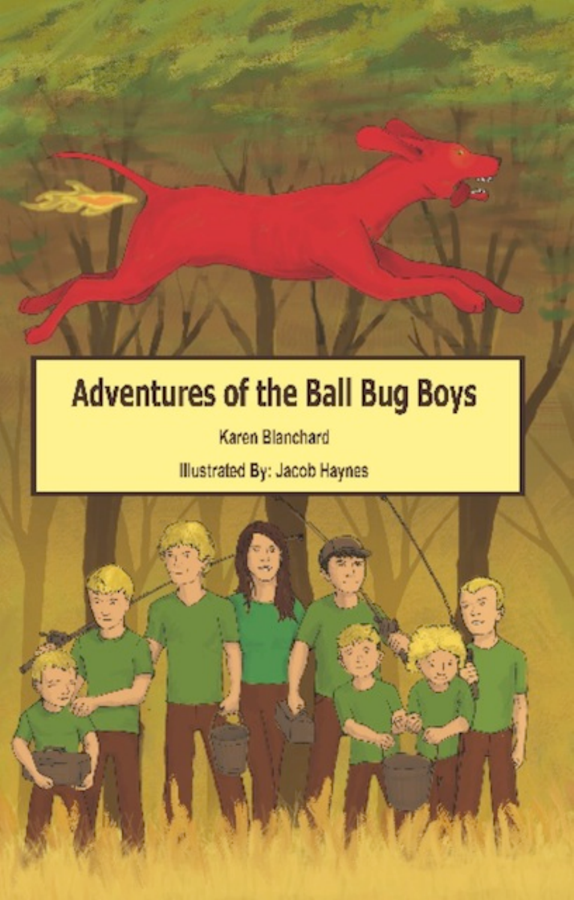# Adventures of the Ball Bug Boys

Karen Blanchard

Illustrated By: Jacob Haynes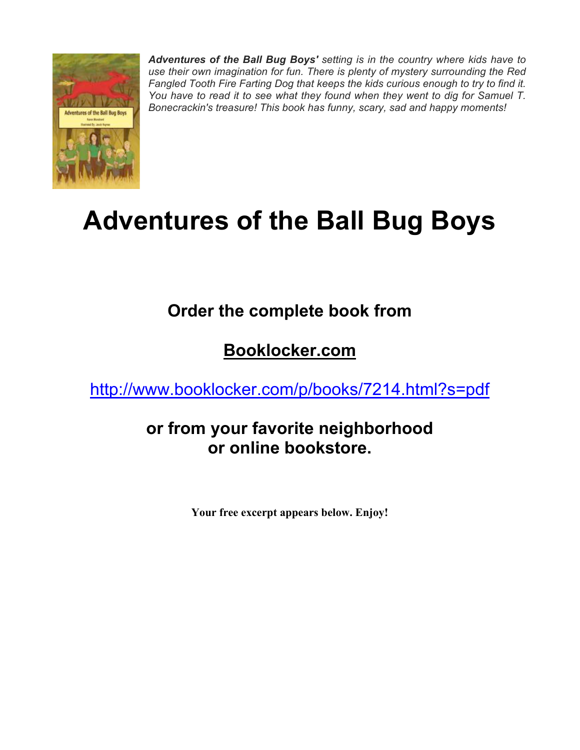***Adventures of the Ball Bug Boys'*** *setting is in the country where kids have to use their own imagination for fun. There is plenty of mystery surrounding the Red Fangled Tooth Fire Farting Dog that keeps the kids curious enough to try to find it. You have to read it to see what they found when they went to dig for Samuel T. Bonecrackin's treasure! This book has funny, scary, sad and happy moments!*

# Adventures of the Ball Bug Boys

## Order the complete book from

## Booklocker.com

http://www.booklocker.com/p/books/7214.html?s=pdf

## or from your favorite neighborhood or online bookstore.

**Your free excerpt appears below. Enjoy!**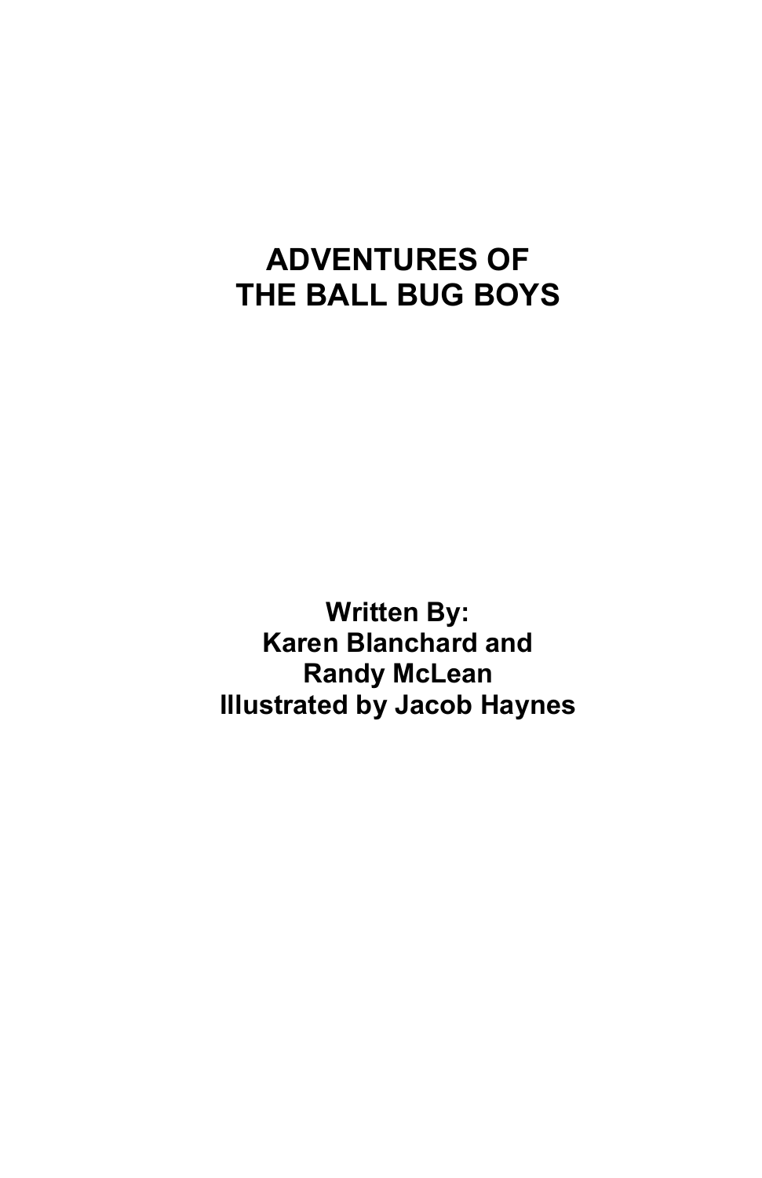# ADVENTURES OF THE BALL BUG BOYS

**Written By:**
**Karen Blanchard and**
**Randy McLean**
**Illustrated by Jacob Haynes**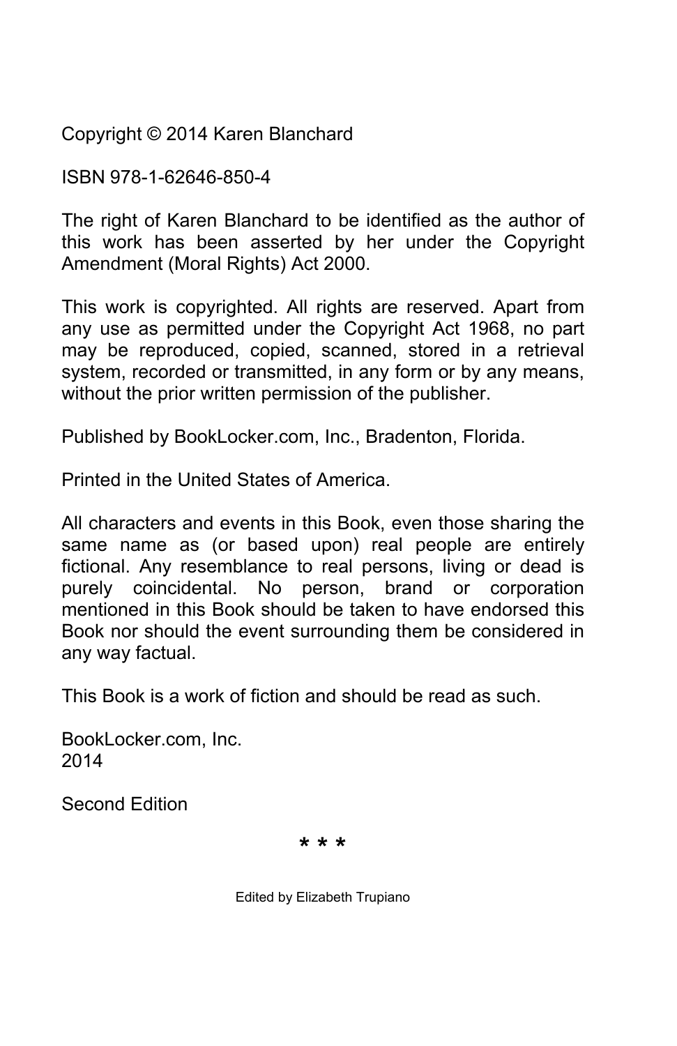Copyright © 2014 Karen Blanchard

ISBN 978-1-62646-850-4

The right of Karen Blanchard to be identified as the author of this work has been asserted by her under the Copyright Amendment (Moral Rights) Act 2000.

This work is copyrighted. All rights are reserved. Apart from any use as permitted under the Copyright Act 1968, no part may be reproduced, copied, scanned, stored in a retrieval system, recorded or transmitted, in any form or by any means, without the prior written permission of the publisher.

Published by BookLocker.com, Inc., Bradenton, Florida.

Printed in the United States of America.

All characters and events in this Book, even those sharing the same name as (or based upon) real people are entirely fictional. Any resemblance to real persons, living or dead is purely coincidental. No person, brand or corporation mentioned in this Book should be taken to have endorsed this Book nor should the event surrounding them be considered in any way factual.

This Book is a work of fiction and should be read as such.

BookLocker.com, Inc.
2014

Second Edition

* * *

Edited by Elizabeth Trupiano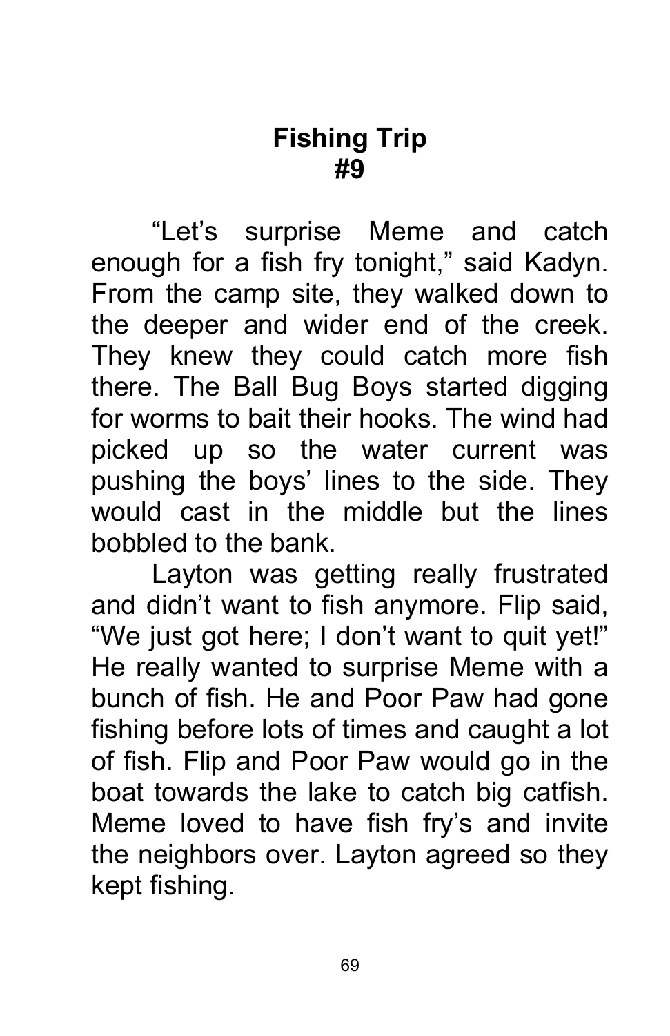# Fishing Trip
# #9

"Let's surprise Meme and catch enough for a fish fry tonight," said Kadyn. From the camp site, they walked down to the deeper and wider end of the creek. They knew they could catch more fish there. The Ball Bug Boys started digging for worms to bait their hooks. The wind had picked up so the water current was pushing the boys' lines to the side. They would cast in the middle but the lines bobbled to the bank.

Layton was getting really frustrated and didn't want to fish anymore. Flip said, "We just got here; I don't want to quit yet!" He really wanted to surprise Meme with a bunch of fish. He and Poor Paw had gone fishing before lots of times and caught a lot of fish. Flip and Poor Paw would go in the boat towards the lake to catch big catfish. Meme loved to have fish fry's and invite the neighbors over. Layton agreed so they kept fishing.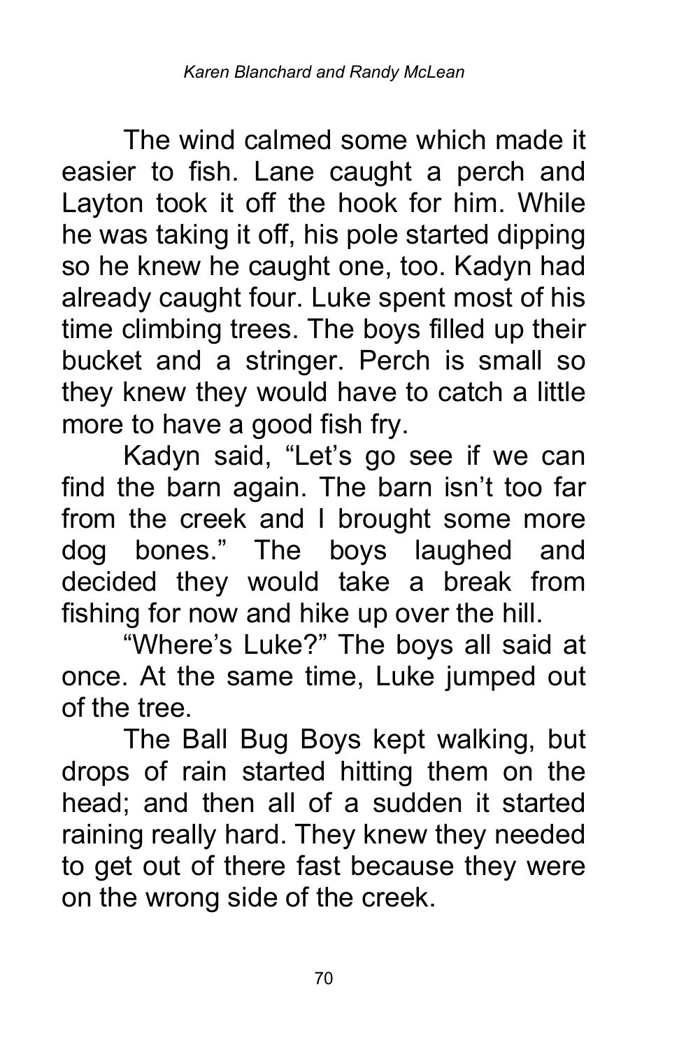The wind calmed some which made it easier to fish. Lane caught a perch and Layton took it off the hook for him. While he was taking it off, his pole started dipping so he knew he caught one, too. Kadyn had already caught four. Luke spent most of his time climbing trees. The boys filled up their bucket and a stringer. Perch is small so they knew they would have to catch a little more to have a good fish fry.

Kadyn said, “Let’s go see if we can find the barn again. The barn isn’t too far from the creek and I brought some more dog bones.” The boys laughed and decided they would take a break from fishing for now and hike up over the hill.

“Where’s Luke?” The boys all said at once. At the same time, Luke jumped out of the tree.

The Ball Bug Boys kept walking, but drops of rain started hitting them on the head; and then all of a sudden it started raining really hard. They knew they needed to get out of there fast because they were on the wrong side of the creek.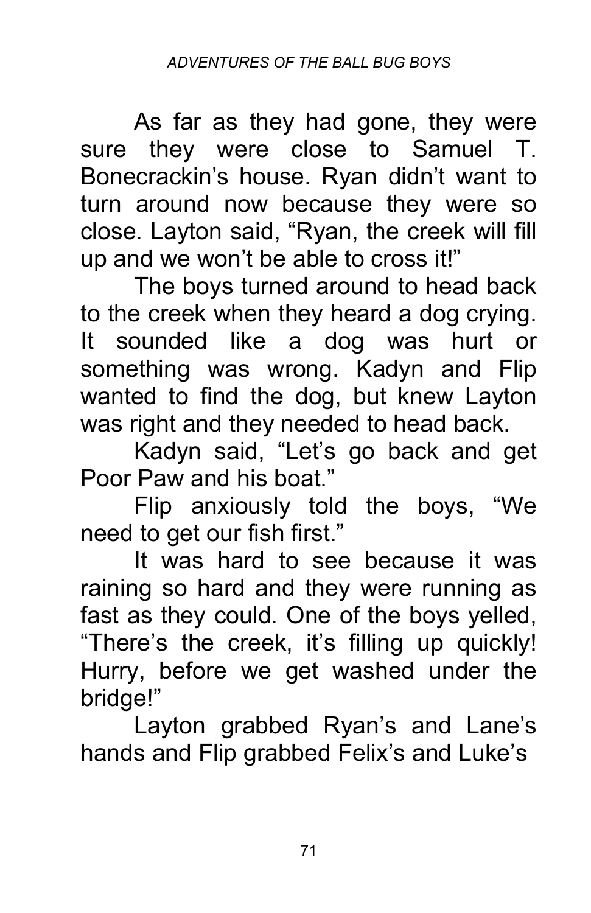As far as they had gone, they were sure they were close to Samuel T. Bonecrackin's house. Ryan didn't want to turn around now because they were so close. Layton said, "Ryan, the creek will fill up and we won't be able to cross it!"

The boys turned around to head back to the creek when they heard a dog crying. It sounded like a dog was hurt or something was wrong. Kadyn and Flip wanted to find the dog, but knew Layton was right and they needed to head back.

Kadyn said, "Let's go back and get Poor Paw and his boat."

Flip anxiously told the boys, "We need to get our fish first."

It was hard to see because it was raining so hard and they were running as fast as they could. One of the boys yelled, "There's the creek, it's filling up quickly! Hurry, before we get washed under the bridge!"

Layton grabbed Ryan's and Lane's hands and Flip grabbed Felix's and Luke's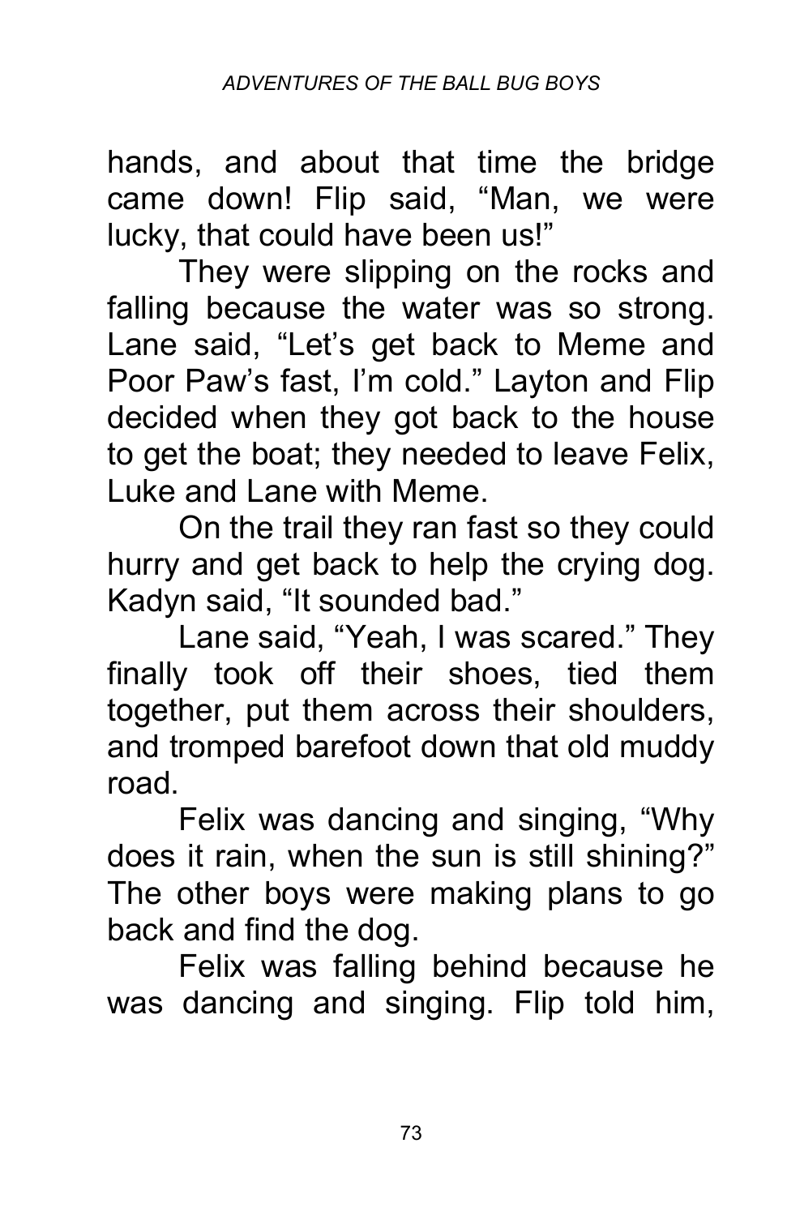hands, and about that time the bridge came down! Flip said, "Man, we were lucky, that could have been us!"

They were slipping on the rocks and falling because the water was so strong. Lane said, "Let's get back to Meme and Poor Paw's fast, I'm cold." Layton and Flip decided when they got back to the house to get the boat; they needed to leave Felix, Luke and Lane with Meme.

On the trail they ran fast so they could hurry and get back to help the crying dog. Kadyn said, "It sounded bad."

Lane said, "Yeah, I was scared." They finally took off their shoes, tied them together, put them across their shoulders, and tromped barefoot down that old muddy road.

Felix was dancing and singing, "Why does it rain, when the sun is still shining?" The other boys were making plans to go back and find the dog.

Felix was falling behind because he was dancing and singing. Flip told him,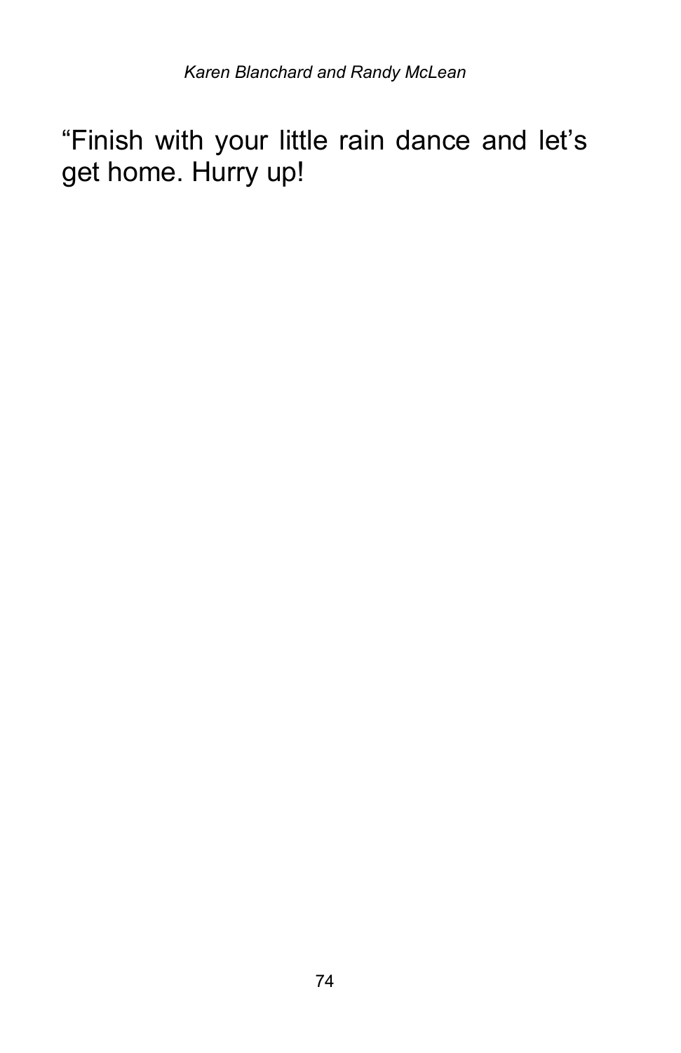“Finish with your little rain dance and let’s get home. Hurry up!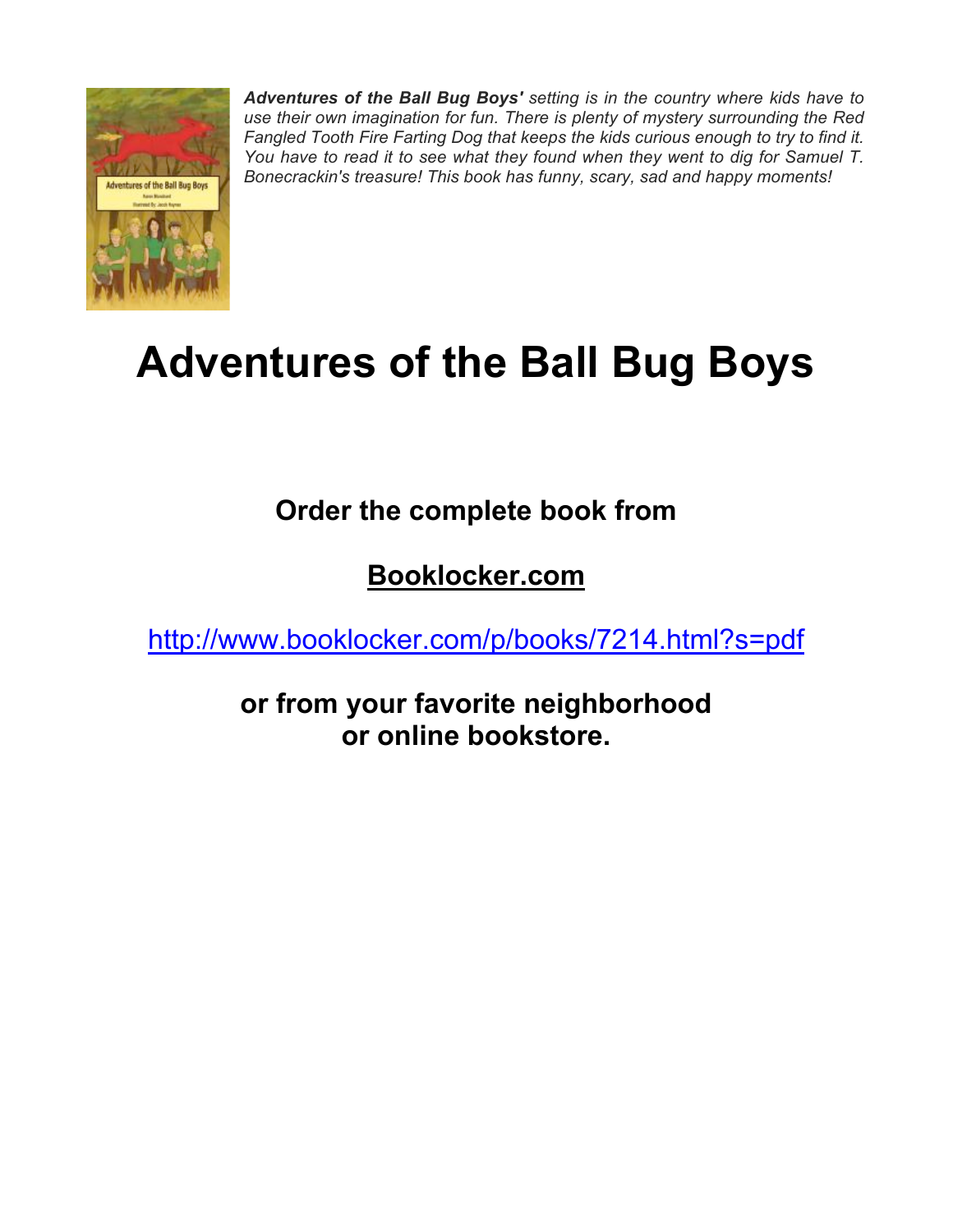***Adventures of the Ball Bug Boys'*** *setting is in the country where kids have to use their own imagination for fun. There is plenty of mystery surrounding the Red Fangled Tooth Fire Farting Dog that keeps the kids curious enough to try to find it. You have to read it to see what they found when they went to dig for Samuel T. Bonecrackin's treasure! This book has funny, scary, sad and happy moments!*

# Adventures of the Ball Bug Boys

**Order the complete book from**

**Booklocker.com**

http://www.booklocker.com/p/books/7214.html?s=pdf

**or from your favorite neighborhood or online bookstore.**